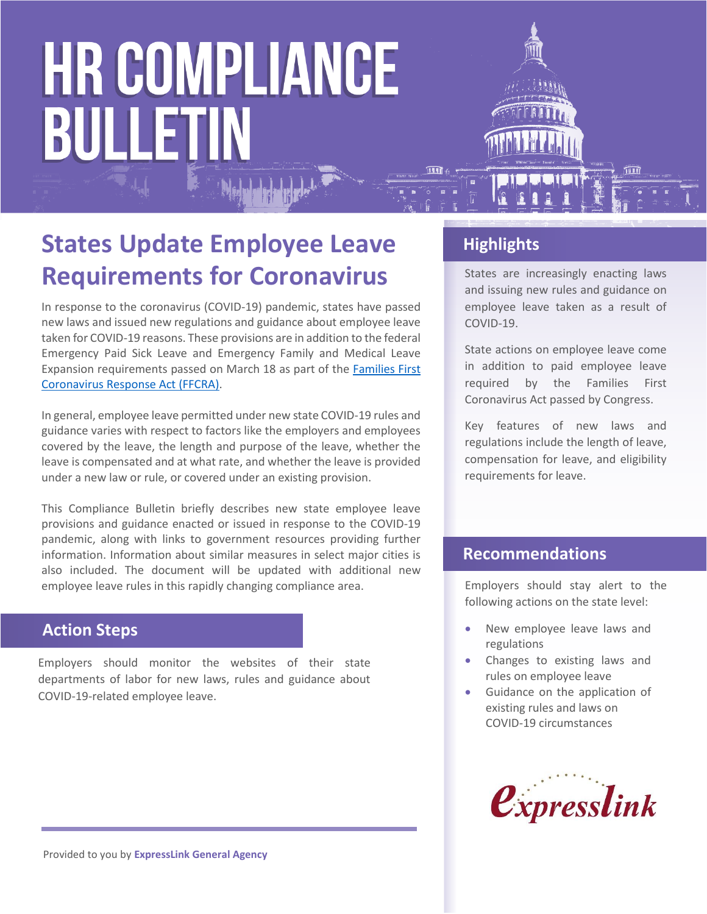# HR COMPLIANCE BULLETIN

## States Update Employee Leave Requirements for Coronavirus

In response to the coronavirus (COVID-19) pandemic, states have passed new laws and issued new regulations and guidance about employee leave taken for COVID-19 reasons. These provisions are in addition to the federal Emergency Paid Sick Leave and Emergency Family and Medical Leave Expansion requirements passed on March 18 as part of the Families First Coronavirus Response Act (FFCRA).

In general, employee leave permitted under new state COVID-19 rules and guidance varies with respect to factors like the employers and employees covered by the leave, the length and purpose of the leave, whether the leave is compensated and at what rate, and whether the leave is provided under a new law or rule, or covered under an existing provision.

This Compliance Bulletin briefly describes new state employee leave provisions and guidance enacted or issued in response to the COVID-19 pandemic, along with links to government resources providing further information. Information about similar measures in select major cities is also included. The document will be updated with additional new employee leave rules in this rapidly changing compliance area.

### Action Steps

Employers should monitor the websites of their state departments of labor for new laws, rules and guidance about COVID-19-related employee leave.

### Highlights

States are increasingly enacting laws and issuing new rules and guidance on employee leave taken as a result of COVID-19.

State actions on employee leave come in addition to paid employee leave required by the Families First Coronavirus Act passed by Congress.

Key features of new laws and regulations include the length of leave, compensation for leave, and eligibility requirements for leave.

### Recommendations

Employers should stay alert to the following actions on the state level:

- New employee leave laws and regulations
- Changes to existing laws and rules on employee leave
- Guidance on the application of existing rules and laws on COVID-19 circumstances

expresslink

Provided to you by **ExpressLink General Agency**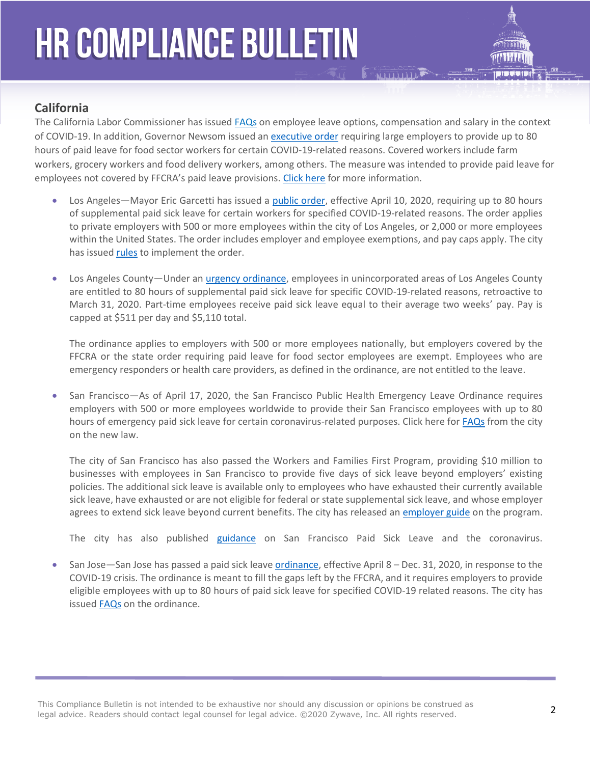## California

The California Labor Commissioner has issued FAQs on employee leave options, compensation and salary in the context of COVID-19. In addition, Governor Newsom issued an executive order requiring large employers to provide up to 80 hours of paid leave for food sector workers for certain COVID-19-related reasons. Covered workers include farm workers, grocery workers and food delivery workers, among others. The measure was intended to provide paid leave for employees not covered by FFCRA's paid leave provisions. Click here for more information.

- Los Angeles—Mayor Eric Garcetti has issued a public order, effective April 10, 2020, requiring up to 80 hours of supplemental paid sick leave for certain workers for specified COVID-19-related reasons. The order applies to private employers with 500 or more employees within the city of Los Angeles, or 2,000 or more employees within the United States. The order includes employer and employee exemptions, and pay caps apply. The city has issued rules to implement the order.

- Los Angeles County—Under an urgency ordinance, employees in unincorporated areas of Los Angeles County are entitled to 80 hours of supplemental paid sick leave for specific COVID-19-related reasons, retroactive to March 31, 2020. Part-time employees receive paid sick leave equal to their average two weeks' pay. Pay is capped at $511 per day and $5,110 total.

  The ordinance applies to employers with 500 or more employees nationally, but employers covered by the FFCRA or the state order requiring paid leave for food sector employees are exempt. Employees who are emergency responders or health care providers, as defined in the ordinance, are not entitled to the leave.

- San Francisco—As of April 17, 2020, the San Francisco Public Health Emergency Leave Ordinance requires employers with 500 or more employees worldwide to provide their San Francisco employees with up to 80 hours of emergency paid sick leave for certain coronavirus-related purposes. Click here for FAQs from the city on the new law.

  The city of San Francisco has also passed the Workers and Families First Program, providing $10 million to businesses with employees in San Francisco to provide five days of sick leave beyond employers' existing policies. The additional sick leave is available only to employees who have exhausted their currently available sick leave, have exhausted or are not eligible for federal or state supplemental sick leave, and whose employer agrees to extend sick leave beyond current benefits. The city has released an employer guide on the program.

  The city has also published guidance on San Francisco Paid Sick Leave and the coronavirus.

- San Jose—San Jose has passed a paid sick leave ordinance, effective April 8 – Dec. 31, 2020, in response to the COVID-19 crisis. The ordinance is meant to fill the gaps left by the FFCRA, and it requires employers to provide eligible employees with up to 80 hours of paid sick leave for specified COVID-19 related reasons. The city has issued FAQs on the ordinance.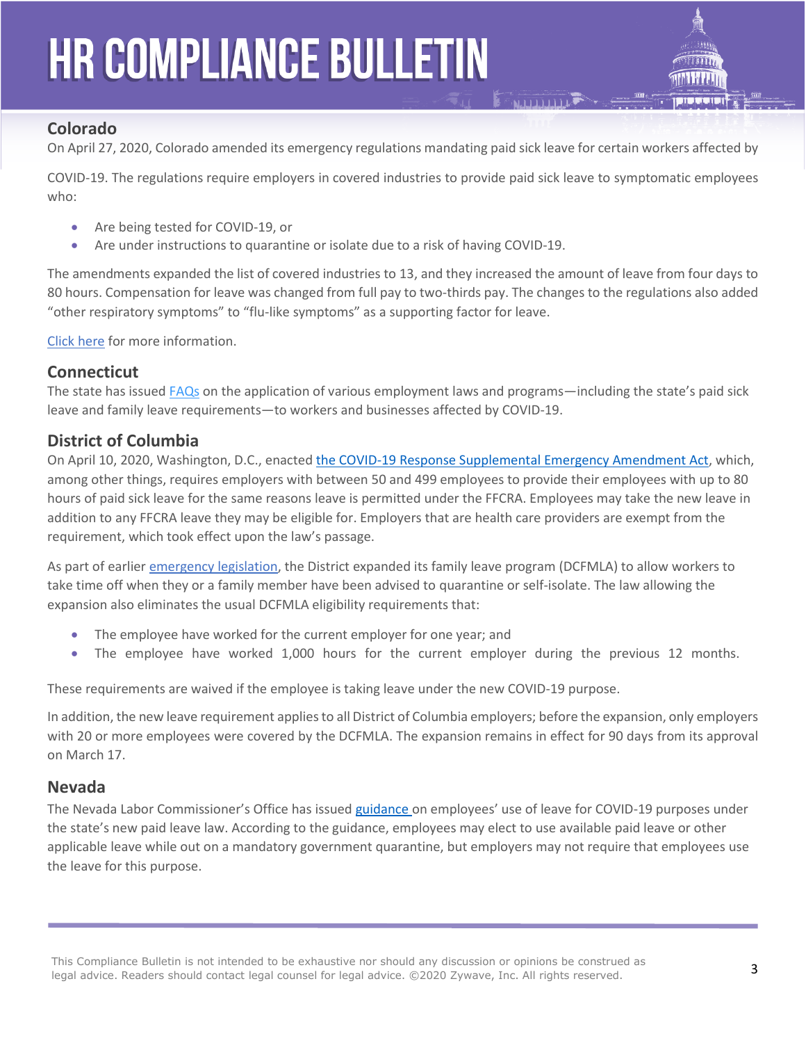## Colorado

On April 27, 2020, Colorado amended its emergency regulations mandating paid sick leave for certain workers affected by COVID-19. The regulations require employers in covered industries to provide paid sick leave to symptomatic employees who:

- Are being tested for COVID-19, or
- Are under instructions to quarantine or isolate due to a risk of having COVID-19.

The amendments expanded the list of covered industries to 13, and they increased the amount of leave from four days to 80 hours. Compensation for leave was changed from full pay to two-thirds pay. The changes to the regulations also added “other respiratory symptoms” to “flu-like symptoms” as a supporting factor for leave.

Click here for more information.

## Connecticut

The state has issued FAQs on the application of various employment laws and programs—including the state’s paid sick leave and family leave requirements—to workers and businesses affected by COVID-19.

## District of Columbia

On April 10, 2020, Washington, D.C., enacted the COVID-19 Response Supplemental Emergency Amendment Act, which, among other things, requires employers with between 50 and 499 employees to provide their employees with up to 80 hours of paid sick leave for the same reasons leave is permitted under the FFCRA. Employees may take the new leave in addition to any FFCRA leave they may be eligible for. Employers that are health care providers are exempt from the requirement, which took effect upon the law’s passage.

As part of earlier emergency legislation, the District expanded its family leave program (DCFMLA) to allow workers to take time off when they or a family member have been advised to quarantine or self-isolate. The law allowing the expansion also eliminates the usual DCFMLA eligibility requirements that:

- The employee have worked for the current employer for one year; and
- The employee have worked 1,000 hours for the current employer during the previous 12 months.

These requirements are waived if the employee is taking leave under the new COVID-19 purpose.

In addition, the new leave requirement applies to all District of Columbia employers; before the expansion, only employers with 20 or more employees were covered by the DCFMLA. The expansion remains in effect for 90 days from its approval on March 17.

## Nevada

The Nevada Labor Commissioner’s Office has issued guidance on employees’ use of leave for COVID-19 purposes under the state’s new paid leave law. According to the guidance, employees may elect to use available paid leave or other applicable leave while out on a mandatory government quarantine, but employers may not require that employees use the leave for this purpose.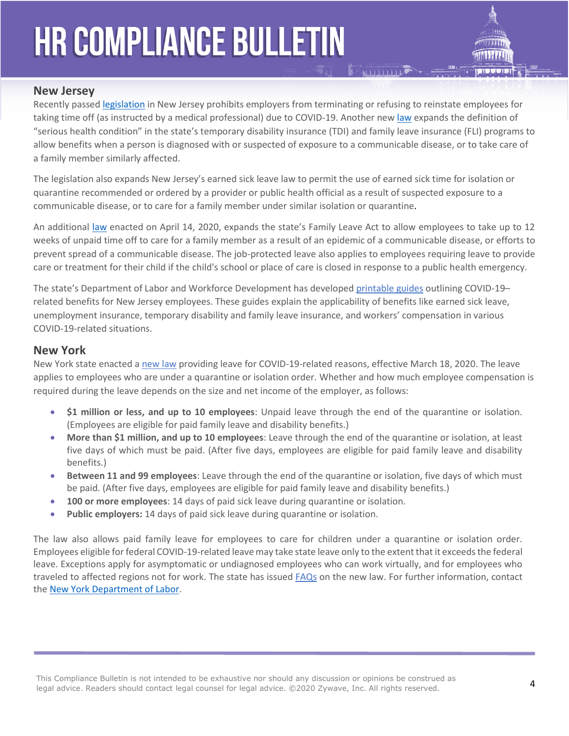## New Jersey

Recently passed legislation in New Jersey prohibits employers from terminating or refusing to reinstate employees for taking time off (as instructed by a medical professional) due to COVID-19. Another new law expands the definition of "serious health condition" in the state's temporary disability insurance (TDI) and family leave insurance (FLI) programs to allow benefits when a person is diagnosed with or suspected of exposure to a communicable disease, or to take care of a family member similarly affected.

The legislation also expands New Jersey's earned sick leave law to permit the use of earned sick time for isolation or quarantine recommended or ordered by a provider or public health official as a result of suspected exposure to a communicable disease, or to care for a family member under similar isolation or quarantine.

An additional law enacted on April 14, 2020, expands the state's Family Leave Act to allow employees to take up to 12 weeks of unpaid time off to care for a family member as a result of an epidemic of a communicable disease, or efforts to prevent spread of a communicable disease. The job-protected leave also applies to employees requiring leave to provide care or treatment for their child if the child's school or place of care is closed in response to a public health emergency.

The state's Department of Labor and Workforce Development has developed printable guides outlining COVID-19–related benefits for New Jersey employees. These guides explain the applicability of benefits like earned sick leave, unemployment insurance, temporary disability and family leave insurance, and workers' compensation in various COVID-19-related situations.

## New York

New York state enacted a new law providing leave for COVID-19-related reasons, effective March 18, 2020. The leave applies to employees who are under a quarantine or isolation order. Whether and how much employee compensation is required during the leave depends on the size and net income of the employer, as follows:

- **$1 million or less, and up to 10 employees**: Unpaid leave through the end of the quarantine or isolation. (Employees are eligible for paid family leave and disability benefits.)
- **More than $1 million, and up to 10 employees**: Leave through the end of the quarantine or isolation, at least five days of which must be paid. (After five days, employees are eligible for paid family leave and disability benefits.)
- **Between 11 and 99 employees**: Leave through the end of the quarantine or isolation, five days of which must be paid. (After five days, employees are eligible for paid family leave and disability benefits.)
- **100 or more employees**: 14 days of paid sick leave during quarantine or isolation.
- **Public employers:** 14 days of paid sick leave during quarantine or isolation.

The law also allows paid family leave for employees to care for children under a quarantine or isolation order. Employees eligible for federal COVID-19-related leave may take state leave only to the extent that it exceeds the federal leave. Exceptions apply for asymptomatic or undiagnosed employees who can work virtually, and for employees who traveled to affected regions not for work. The state has issued FAQs on the new law. For further information, contact the New York Department of Labor.

This Compliance Bulletin is not intended to be exhaustive nor should any discussion or opinions be construed as legal advice. Readers should contact legal counsel for legal advice. ©2020 Zywave, Inc. All rights reserved.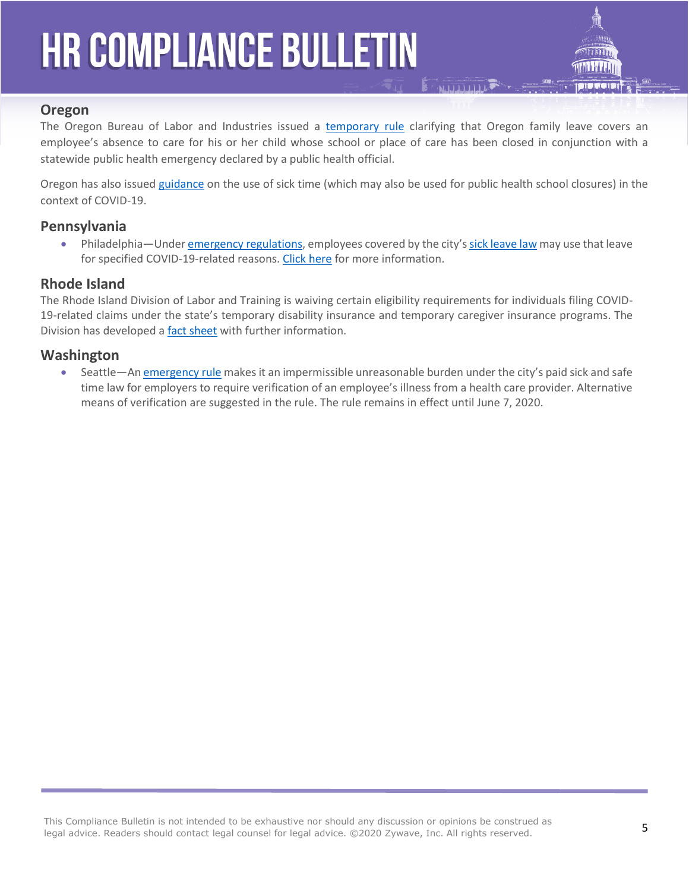## Oregon

The Oregon Bureau of Labor and Industries issued a temporary rule clarifying that Oregon family leave covers an employee's absence to care for his or her child whose school or place of care has been closed in conjunction with a statewide public health emergency declared by a public health official.

Oregon has also issued guidance on the use of sick time (which may also be used for public health school closures) in the context of COVID-19.

## Pennsylvania

- Philadelphia—Under emergency regulations, employees covered by the city's sick leave law may use that leave for specified COVID-19-related reasons. Click here for more information.

## Rhode Island

The Rhode Island Division of Labor and Training is waiving certain eligibility requirements for individuals filing COVID-19-related claims under the state's temporary disability insurance and temporary caregiver insurance programs. The Division has developed a fact sheet with further information.

## Washington

- Seattle—An emergency rule makes it an impermissible unreasonable burden under the city's paid sick and safe time law for employers to require verification of an employee's illness from a health care provider. Alternative means of verification are suggested in the rule. The rule remains in effect until June 7, 2020.

This Compliance Bulletin is not intended to be exhaustive nor should any discussion or opinions be construed as legal advice. Readers should contact legal counsel for legal advice. ©2020 Zywave, Inc. All rights reserved.